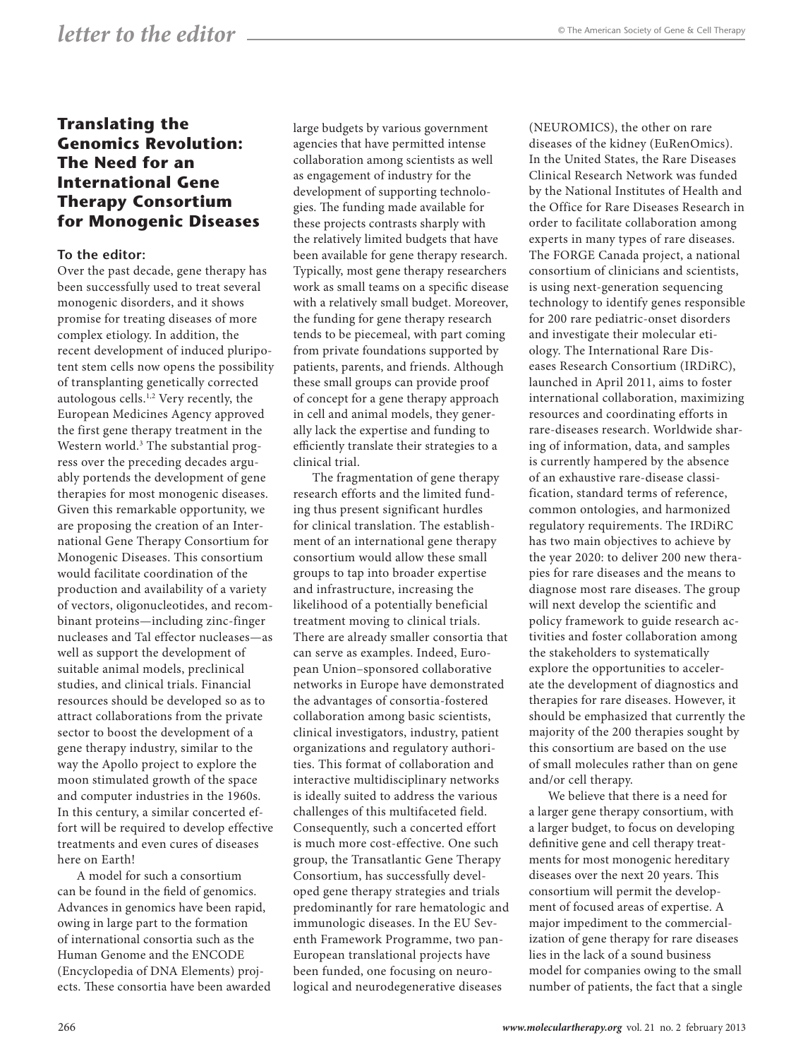# Translating the Genomics Revolution: The Need for an International Gene Therapy Consortium for Monogenic Diseases

**To the editor:**

Over the past decade, gene therapy has been successfully used to treat several monogenic disorders, and it shows promise for treating diseases of more complex etiology. In addition, the recent development of induced pluripotent stem cells now opens the possibility of transplanting genetically corrected autologous cells.[1,2] Very recently, the European Medicines Agency approved the first gene therapy treatment in the Western world.[3] The substantial progress over the preceding decades arguably portends the development of gene therapies for most monogenic diseases. Given this remarkable opportunity, we are proposing the creation of an International Gene Therapy Consortium for Monogenic Diseases. This consortium would facilitate coordination of the production and availability of a variety of vectors, oligonucleotides, and recombinant proteins—including zinc-finger nucleases and Tal effector nucleases—as well as support the development of suitable animal models, preclinical studies, and clinical trials. Financial resources should be developed so as to attract collaborations from the private sector to boost the development of a gene therapy industry, similar to the way the Apollo project to explore the moon stimulated growth of the space and computer industries in the 1960s. In this century, a similar concerted effort will be required to develop effective treatments and even cures of diseases here on Earth!

A model for such a consortium can be found in the field of genomics. Advances in genomics have been rapid, owing in large part to the formation of international consortia such as the Human Genome and the ENCODE (Encyclopedia of DNA Elements) projects. These consortia have been awarded large budgets by various government agencies that have permitted intense collaboration among scientists as well as engagement of industry for the development of supporting technologies. The funding made available for these projects contrasts sharply with the relatively limited budgets that have been available for gene therapy research. Typically, most gene therapy researchers work as small teams on a specific disease with a relatively small budget. Moreover, the funding for gene therapy research tends to be piecemeal, with part coming from private foundations supported by patients, parents, and friends. Although these small groups can provide proof of concept for a gene therapy approach in cell and animal models, they generally lack the expertise and funding to efficiently translate their strategies to a clinical trial.

The fragmentation of gene therapy research efforts and the limited funding thus present significant hurdles for clinical translation. The establishment of an international gene therapy consortium would allow these small groups to tap into broader expertise and infrastructure, increasing the likelihood of a potentially beneficial treatment moving to clinical trials. There are already smaller consortia that can serve as examples. Indeed, European Union–sponsored collaborative networks in Europe have demonstrated the advantages of consortia-fostered collaboration among basic scientists, clinical investigators, industry, patient organizations and regulatory authorities. This format of collaboration and interactive multidisciplinary networks is ideally suited to address the various challenges of this multifaceted field. Consequently, such a concerted effort is much more cost-effective. One such group, the Transatlantic Gene Therapy Consortium, has successfully developed gene therapy strategies and trials predominantly for rare hematologic and immunologic diseases. In the EU Seventh Framework Programme, two pan-European translational projects have been funded, one focusing on neurological and neurodegenerative diseases (NEUROMICS), the other on rare diseases of the kidney (EuRenOmics). In the United States, the Rare Diseases Clinical Research Network was funded by the National Institutes of Health and the Office for Rare Diseases Research in order to facilitate collaboration among experts in many types of rare diseases. The FORGE Canada project, a national consortium of clinicians and scientists, is using next-generation sequencing technology to identify genes responsible for 200 rare pediatric-onset disorders and investigate their molecular etiology. The International Rare Diseases Research Consortium (IRDiRC), launched in April 2011, aims to foster international collaboration, maximizing resources and coordinating efforts in rare-diseases research. Worldwide sharing of information, data, and samples is currently hampered by the absence of an exhaustive rare-disease classification, standard terms of reference, common ontologies, and harmonized regulatory requirements. The IRDiRC has two main objectives to achieve by the year 2020: to deliver 200 new therapies for rare diseases and the means to diagnose most rare diseases. The group will next develop the scientific and policy framework to guide research activities and foster collaboration among the stakeholders to systematically explore the opportunities to accelerate the development of diagnostics and therapies for rare diseases. However, it should be emphasized that currently the majority of the 200 therapies sought by this consortium are based on the use of small molecules rather than on gene and/or cell therapy.

We believe that there is a need for a larger gene therapy consortium, with a larger budget, to focus on developing definitive gene and cell therapy treatments for most monogenic hereditary diseases over the next 20 years. This consortium will permit the development of focused areas of expertise. A major impediment to the commercialization of gene therapy for rare diseases lies in the lack of a sound business model for companies owing to the small number of patients, the fact that a single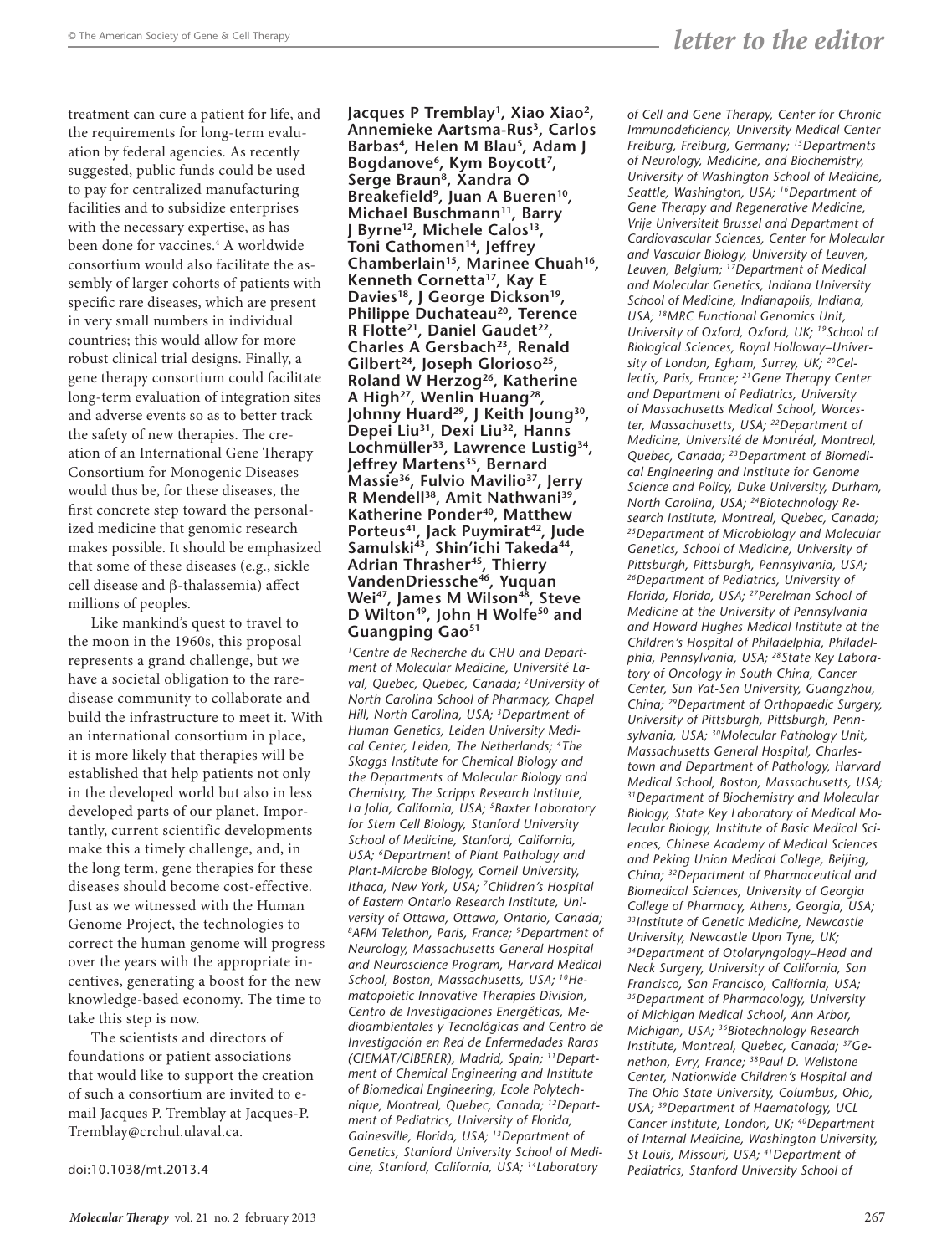treatment can cure a patient for life, and the requirements for long-term evaluation by federal agencies. As recently suggested, public funds could be used to pay for centralized manufacturing facilities and to subsidize enterprises with the necessary expertise, as has been done for vaccines.[4] A worldwide consortium would also facilitate the assembly of larger cohorts of patients with specific rare diseases, which are present in very small numbers in individual countries; this would allow for more robust clinical trial designs. Finally, a gene therapy consortium could facilitate long-term evaluation of integration sites and adverse events so as to better track the safety of new therapies. The creation of an International Gene Therapy Consortium for Monogenic Diseases would thus be, for these diseases, the first concrete step toward the personalized medicine that genomic research makes possible. It should be emphasized that some of these diseases (e.g., sickle cell disease and β-thalassemia) affect millions of peoples.

Like mankind's quest to travel to the moon in the 1960s, this proposal represents a grand challenge, but we have a societal obligation to the rare-disease community to collaborate and build the infrastructure to meet it. With an international consortium in place, it is more likely that therapies will be established that help patients not only in the developed world but also in less developed parts of our planet. Importantly, current scientific developments make this a timely challenge, and, in the long term, gene therapies for these diseases should become cost-effective. Just as we witnessed with the Human Genome Project, the technologies to correct the human genome will progress over the years with the appropriate incentives, generating a boost for the new knowledge-based economy. The time to take this step is now.

The scientists and directors of foundations or patient associations that would like to support the creation of such a consortium are invited to e-mail Jacques P. Tremblay at Jacques-P.Tremblay@crchul.ulaval.ca.

doi:10.1038/mt.2013.4

**Jacques P Tremblay[1], Xiao Xiao[2], Annemieke Aartsma-Rus[3], Carlos Barbas[4], Helen M Blau[5], Adam J Bogdanove[6], Kym Boycott[7], Serge Braun[8], Xandra O Breakefield[9], Juan A Bueren[10], Michael Buschmann[11], Barry J Byrne[12], Michele Calos[13], Toni Cathomen[14], Jeffrey Chamberlain[15], Marinee Chuah[16], Kenneth Cornetta[17], Kay E Davies[18], J George Dickson[19], Philippe Duchateau[20], Terence R Flotte[21], Daniel Gaudet[22], Charles A Gersbach[23], Renald Gilbert[24], Joseph Glorioso[25], Roland W Herzog[26], Katherine A High[27], Wenlin Huang[28], Johnny Huard[29], J Keith Joung[30], Depei Liu[31], Dexi Liu[32], Hanns Lochmüller[33], Lawrence Lustig[34], Jeffrey Martens[35], Bernard Massie[36], Fulvio Mavilio[37], Jerry R Mendell[38], Amit Nathwani[39], Katherine Ponder[40], Matthew Porteus[41], Jack Puymirat[42], Jude Samulski[43], Shin'ichi Takeda[44], Adrian Thrasher[45], Thierry VandenDriessche[46], Yuquan Wei[47], James M Wilson[48], Steve D Wilton[49], John H Wolfe[50] and Guangping Gao[51]**

*[1]Centre de Recherche du CHU and Department of Molecular Medicine, Université Laval, Quebec, Quebec, Canada; [2]University of North Carolina School of Pharmacy, Chapel Hill, North Carolina, USA; [3]Department of Human Genetics, Leiden University Medical Center, Leiden, The Netherlands; [4]The Skaggs Institute for Chemical Biology and the Departments of Molecular Biology and Chemistry, The Scripps Research Institute, La Jolla, California, USA; [5]Baxter Laboratory for Stem Cell Biology, Stanford University School of Medicine, Stanford, California, USA; [6]Department of Plant Pathology and Plant-Microbe Biology, Cornell University, Ithaca, New York, USA; [7]Children's Hospital of Eastern Ontario Research Institute, University of Ottawa, Ottawa, Ontario, Canada; [8]AFM Telethon, Paris, France; [9]Department of Neurology, Massachusetts General Hospital and Neuroscience Program, Harvard Medical School, Boston, Massachusetts, USA; [10]Hematopoietic Innovative Therapies Division, Centro de Investigaciones Energéticas, Medioambientales y Tecnológicas and Centro de Investigación en Red de Enfermedades Raras (CIEMAT/CIBERER), Madrid, Spain; [11]Department of Chemical Engineering and Institute of Biomedical Engineering, Ecole Polytechnique, Montreal, Quebec, Canada; [12]Department of Pediatrics, University of Florida, Gainesville, Florida, USA; [13]Department of Genetics, Stanford University School of Medicine, Stanford, California, USA; [14]Laboratory of Cell and Gene Therapy, Center for Chronic Immunodeficiency, University Medical Center Freiburg, Freiburg, Germany; [15]Departments of Neurology, Medicine, and Biochemistry, University of Washington School of Medicine, Seattle, Washington, USA; [16]Department of Gene Therapy and Regenerative Medicine, Vrije Universiteit Brussel and Department of Cardiovascular Sciences, Center for Molecular and Vascular Biology, University of Leuven, Leuven, Belgium; [17]Department of Medical and Molecular Genetics, Indiana University School of Medicine, Indianapolis, Indiana, USA; [18]MRC Functional Genomics Unit, University of Oxford, Oxford, UK; [19]School of Biological Sciences, Royal Holloway–University of London, Egham, Surrey, UK; [20]Cellectis, Paris, France; [21]Gene Therapy Center and Department of Pediatrics, University of Massachusetts Medical School, Worcester, Massachusetts, USA; [22]Department of Medicine, Université de Montréal, Montreal, Quebec, Canada; [23]Department of Biomedical Engineering and Institute for Genome Science and Policy, Duke University, Durham, North Carolina, USA; [24]Biotechnology Research Institute, Montreal, Quebec, Canada; [25]Department of Microbiology and Molecular Genetics, School of Medicine, University of Pittsburgh, Pittsburgh, Pennsylvania, USA; [26]Department of Pediatrics, University of Florida, Florida, USA; [27]Perelman School of Medicine at the University of Pennsylvania and Howard Hughes Medical Institute at the Children's Hospital of Philadelphia, Philadelphia, Pennsylvania, USA; [28]State Key Laboratory of Oncology in South China, Cancer Center, Sun Yat-Sen University, Guangzhou, China; [29]Department of Orthopaedic Surgery, University of Pittsburgh, Pittsburgh, Pennsylvania, USA; [30]Molecular Pathology Unit, Massachusetts General Hospital, Charlestown and Department of Pathology, Harvard Medical School, Boston, Massachusetts, USA; [31]Department of Biochemistry and Molecular Biology, State Key Laboratory of Medical Molecular Biology, Institute of Basic Medical Sciences, Chinese Academy of Medical Sciences and Peking Union Medical College, Beijing, China; [32]Department of Pharmaceutical and Biomedical Sciences, University of Georgia College of Pharmacy, Athens, Georgia, USA; [33]Institute of Genetic Medicine, Newcastle University, Newcastle Upon Tyne, UK; [34]Department of Otolaryngology–Head and Neck Surgery, University of California, San Francisco, San Francisco, California, USA; [35]Department of Pharmacology, University of Michigan Medical School, Ann Arbor, Michigan, USA; [36]Biotechnology Research Institute, Montreal, Quebec, Canada; [37]Genethon, Evry, France; [38]Paul D. Wellstone Center, Nationwide Children's Hospital and The Ohio State University, Columbus, Ohio, USA; [39]Department of Haematology, UCL Cancer Institute, London, UK; [40]Department of Internal Medicine, Washington University, St Louis, Missouri, USA; [41]Department of Pediatrics, Stanford University School of*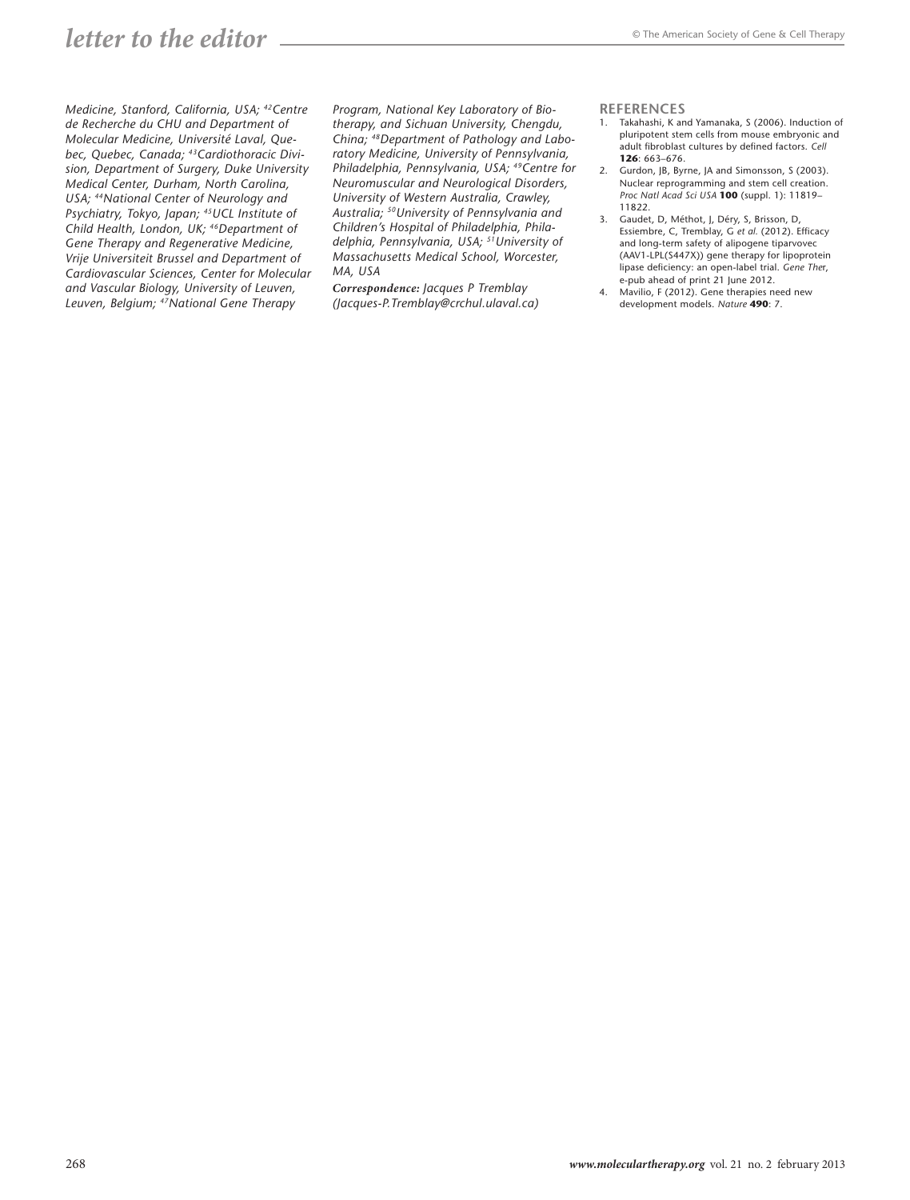*Medicine, Stanford, California, USA; [42]Centre de Recherche du CHU and Department of Molecular Medicine, Université Laval, Quebec, Quebec, Canada; [43]Cardiothoracic Division, Department of Surgery, Duke University Medical Center, Durham, North Carolina, USA; [44]National Center of Neurology and Psychiatry, Tokyo, Japan; [45]UCL Institute of Child Health, London, UK; [46]Department of Gene Therapy and Regenerative Medicine, Vrije Universiteit Brussel and Department of Cardiovascular Sciences, Center for Molecular and Vascular Biology, University of Leuven, Leuven, Belgium; [47]National Gene Therapy Program, National Key Laboratory of Biotherapy, and Sichuan University, Chengdu, China; [48]Department of Pathology and Laboratory Medicine, University of Pennsylvania, Philadelphia, Pennsylvania, USA; [49]Centre for Neuromuscular and Neurological Disorders, University of Western Australia, Crawley, Australia; [50]University of Pennsylvania and Children's Hospital of Philadelphia, Philadelphia, Pennsylvania, USA; [51]University of Massachusetts Medical School, Worcester, MA, USA*

***Correspondence:*** *Jacques P Tremblay (Jacques-P.Tremblay@crchul.ulaval.ca)*

## REFERENCES

1. Takahashi, K and Yamanaka, S (2006). Induction of pluripotent stem cells from mouse embryonic and adult fibroblast cultures by defined factors. *Cell* **126**: 663–676.
2. Gurdon, JB, Byrne, JA and Simonsson, S (2003). Nuclear reprogramming and stem cell creation. *Proc Natl Acad Sci USA* **100** (suppl. 1): 11819–11822.
3. Gaudet, D, Méthot, J, Déry, S, Brisson, D, Essiembre, C, Tremblay, G *et al.* (2012). Efficacy and long-term safety of alipogene tiparvovec (AAV1-LPL(S447X)) gene therapy for lipoprotein lipase deficiency: an open-label trial. *Gene Ther*, e-pub ahead of print 21 June 2012.
4. Mavilio, F (2012). Gene therapies need new development models. *Nature* **490**: 7.